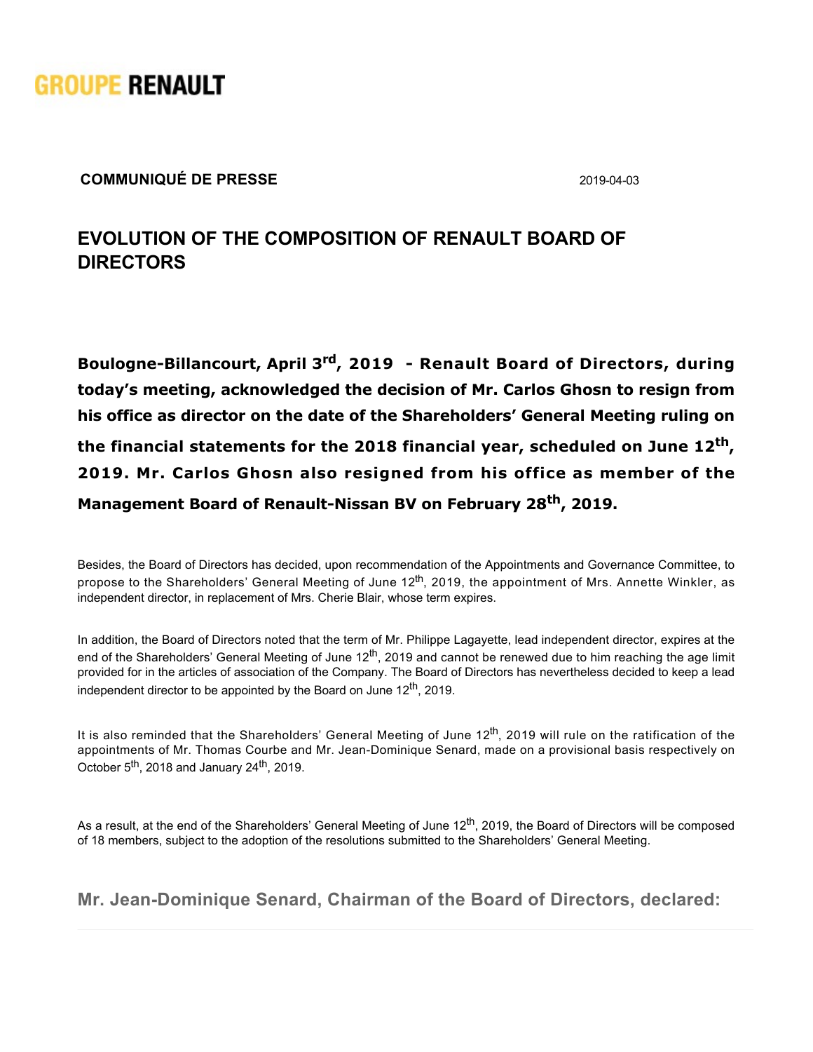GROUPE RENAULT

**COMMUNIQUÉ DE PRESSE** 2019-04-03

# EVOLUTION OF THE COMPOSITION OF RENAULT BOARD OF DIRECTORS

**Boulogne-Billancourt, April 3rd, 2019 - Renault Board of Directors, during today's meeting, acknowledged the decision of Mr. Carlos Ghosn to resign from his office as director on the date of the Shareholders' General Meeting ruling on the financial statements for the 2018 financial year, scheduled on June 12th, 2019. Mr. Carlos Ghosn also resigned from his office as member of the Management Board of Renault-Nissan BV on February 28th, 2019.**

Besides, the Board of Directors has decided, upon recommendation of the Appointments and Governance Committee, to propose to the Shareholders' General Meeting of June 12th, 2019, the appointment of Mrs. Annette Winkler, as independent director, in replacement of Mrs. Cherie Blair, whose term expires.

In addition, the Board of Directors noted that the term of Mr. Philippe Lagayette, lead independent director, expires at the end of the Shareholders' General Meeting of June 12th, 2019 and cannot be renewed due to him reaching the age limit provided for in the articles of association of the Company. The Board of Directors has nevertheless decided to keep a lead independent director to be appointed by the Board on June 12th, 2019.

It is also reminded that the Shareholders' General Meeting of June 12th, 2019 will rule on the ratification of the appointments of Mr. Thomas Courbe and Mr. Jean-Dominique Senard, made on a provisional basis respectively on October 5th, 2018 and January 24th, 2019.

As a result, at the end of the Shareholders' General Meeting of June 12th, 2019, the Board of Directors will be composed of 18 members, subject to the adoption of the resolutions submitted to the Shareholders' General Meeting.

## Mr. Jean-Dominique Senard, Chairman of the Board of Directors, declared: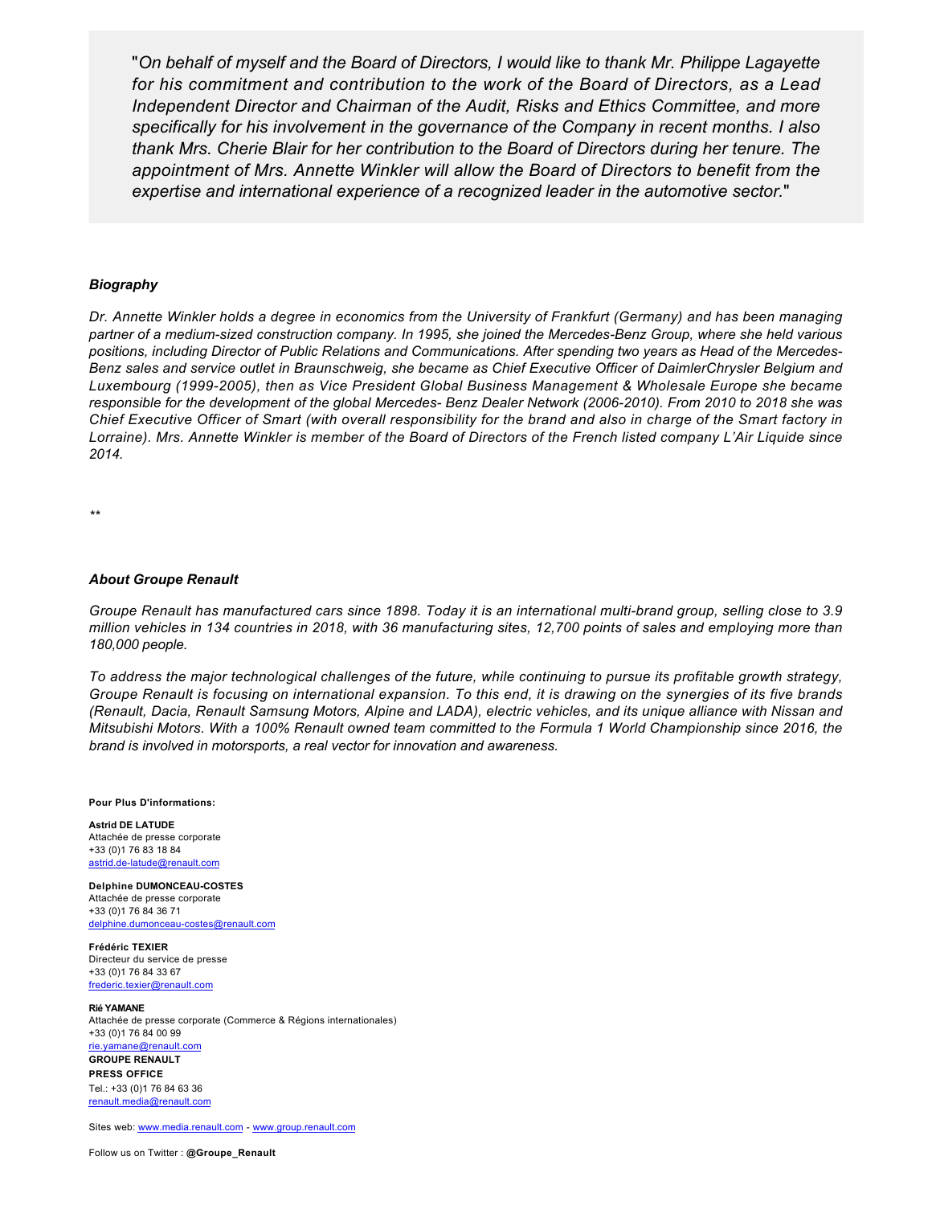> "*On behalf of myself and the Board of Directors, I would like to thank Mr. Philippe Lagayette for his commitment and contribution to the work of the Board of Directors, as a Lead Independent Director and Chairman of the Audit, Risks and Ethics Committee, and more specifically for his involvement in the governance of the Company in recent months. I also thank Mrs. Cherie Blair for her contribution to the Board of Directors during her tenure. The appointment of Mrs. Annette Winkler will allow the Board of Directors to benefit from the expertise and international experience of a recognized leader in the automotive sector.*"

***Biography***

*Dr. Annette Winkler holds a degree in economics from the University of Frankfurt (Germany) and has been managing partner of a medium-sized construction company. In 1995, she joined the Mercedes-Benz Group, where she held various positions, including Director of Public Relations and Communications. After spending two years as Head of the Mercedes-Benz sales and service outlet in Braunschweig, she became as Chief Executive Officer of DaimlerChrysler Belgium and Luxembourg (1999-2005), then as Vice President Global Business Management & Wholesale Europe she became responsible for the development of the global Mercedes- Benz Dealer Network (2006-2010). From 2010 to 2018 she was Chief Executive Officer of Smart (with overall responsibility for the brand and also in charge of the Smart factory in Lorraine). Mrs. Annette Winkler is member of the Board of Directors of the French listed company L'Air Liquide since 2014.*

\*\*

***About Groupe Renault***

*Groupe Renault has manufactured cars since 1898. Today it is an international multi-brand group, selling close to 3.9 million vehicles in 134 countries in 2018, with 36 manufacturing sites, 12,700 points of sales and employing more than 180,000 people.*

*To address the major technological challenges of the future, while continuing to pursue its profitable growth strategy, Groupe Renault is focusing on international expansion. To this end, it is drawing on the synergies of its five brands (Renault, Dacia, Renault Samsung Motors, Alpine and LADA), electric vehicles, and its unique alliance with Nissan and Mitsubishi Motors. With a 100% Renault owned team committed to the Formula 1 World Championship since 2016, the brand is involved in motorsports, a real vector for innovation and awareness.*

**Pour Plus D'informations:**

**Astrid DE LATUDE**
Attachée de presse corporate
+33 (0)1 76 83 18 84
astrid.de-latude@renault.com

**Delphine DUMONCEAU-COSTES**
Attachée de presse corporate
+33 (0)1 76 84 36 71
delphine.dumonceau-costes@renault.com

**Frédéric TEXIER**
Directeur du service de presse
+33 (0)1 76 84 33 67
frederic.texier@renault.com

**Rié YAMANE**
Attachée de presse corporate (Commerce & Régions internationales)
+33 (0)1 76 84 00 99
rie.yamane@renault.com

**GROUPE RENAULT**
**PRESS OFFICE**
Tel.: +33 (0)1 76 84 63 36
renault.media@renault.com

Sites web: www.media.renault.com - www.group.renault.com

Follow us on Twitter : **@Groupe_Renault**